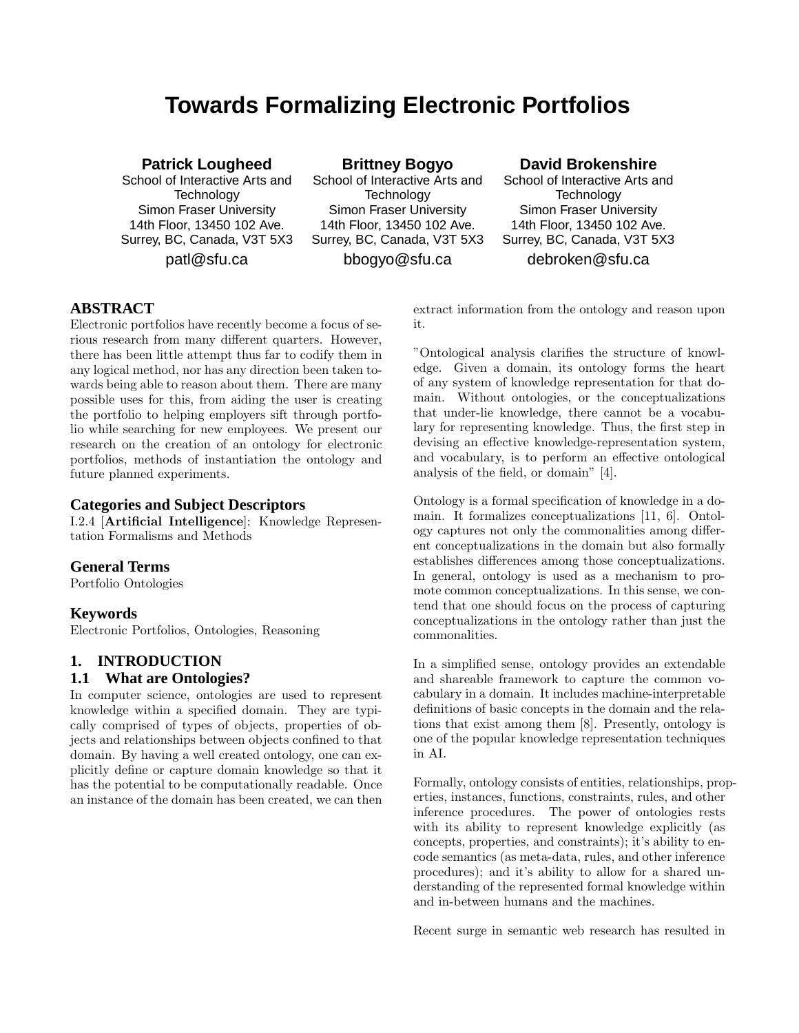# Towards Formalizing Electronic Portfolios

**Patrick Lougheed**
School of Interactive Arts and Technology
Simon Fraser University
14th Floor, 13450 102 Ave.
Surrey, BC, Canada, V3T 5X3
patl@sfu.ca

**Brittney Bogyo**
School of Interactive Arts and Technology
Simon Fraser University
14th Floor, 13450 102 Ave.
Surrey, BC, Canada, V3T 5X3
bbogyo@sfu.ca

**David Brokenshire**
School of Interactive Arts and Technology
Simon Fraser University
14th Floor, 13450 102 Ave.
Surrey, BC, Canada, V3T 5X3
debroken@sfu.ca

## ABSTRACT

Electronic portfolios have recently become a focus of serious research from many different quarters. However, there has been little attempt thus far to codify them in any logical method, nor has any direction been taken towards being able to reason about them. There are many possible uses for this, from aiding the user is creating the portfolio to helping employers sift through portfolio while searching for new employees. We present our research on the creation of an ontology for electronic portfolios, methods of instantiation the ontology and future planned experiments.

### Categories and Subject Descriptors

I.2.4 [**Artificial Intelligence**]: Knowledge Representation Formalisms and Methods

### General Terms

Portfolio Ontologies

### Keywords

Electronic Portfolios, Ontologies, Reasoning

## 1. INTRODUCTION

### 1.1 What are Ontologies?

In computer science, ontologies are used to represent knowledge within a specified domain. They are typically comprised of types of objects, properties of objects and relationships between objects confined to that domain. By having a well created ontology, one can explicitly define or capture domain knowledge so that it has the potential to be computationally readable. Once an instance of the domain has been created, we can then extract information from the ontology and reason upon it.

"Ontological analysis clarifies the structure of knowledge. Given a domain, its ontology forms the heart of any system of knowledge representation for that domain. Without ontologies, or the conceptualizations that under-lie knowledge, there cannot be a vocabulary for representing knowledge. Thus, the first step in devising an effective knowledge-representation system, and vocabulary, is to perform an effective ontological analysis of the field, or domain" [4].

Ontology is a formal specification of knowledge in a domain. It formalizes conceptualizations [11, 6]. Ontology captures not only the commonalities among different conceptualizations in the domain but also formally establishes differences among those conceptualizations. In general, ontology is used as a mechanism to promote common conceptualizations. In this sense, we contend that one should focus on the process of capturing conceptualizations in the ontology rather than just the commonalities.

In a simplified sense, ontology provides an extendable and shareable framework to capture the common vocabulary in a domain. It includes machine-interpretable definitions of basic concepts in the domain and the relations that exist among them [8]. Presently, ontology is one of the popular knowledge representation techniques in AI.

Formally, ontology consists of entities, relationships, properties, instances, functions, constraints, rules, and other inference procedures. The power of ontologies rests with its ability to represent knowledge explicitly (as concepts, properties, and constraints); it's ability to encode semantics (as meta-data, rules, and other inference procedures); and it's ability to allow for a shared understanding of the represented formal knowledge within and in-between humans and the machines.

Recent surge in semantic web research has resulted in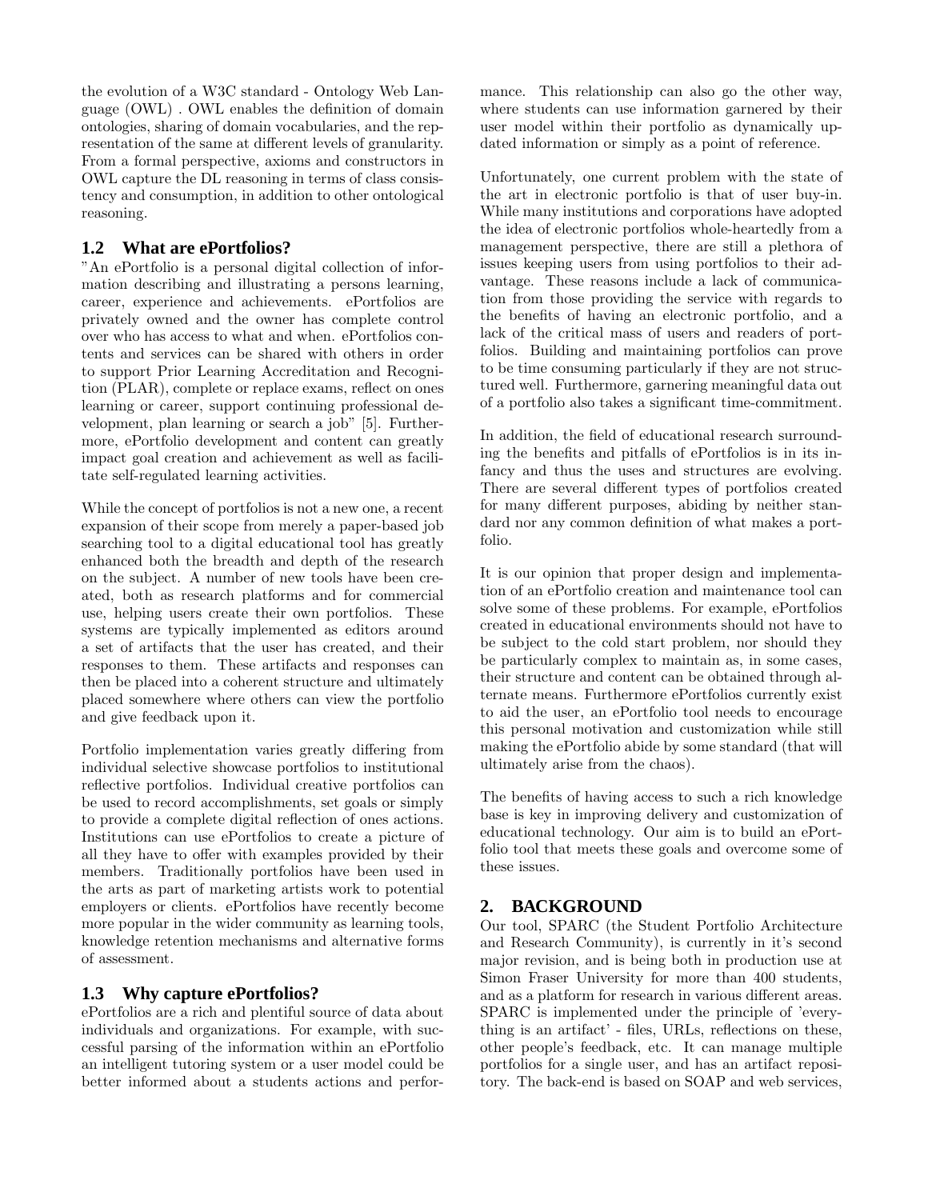the evolution of a W3C standard - Ontology Web Language (OWL) . OWL enables the definition of domain ontologies, sharing of domain vocabularies, and the representation of the same at different levels of granularity. From a formal perspective, axioms and constructors in OWL capture the DL reasoning in terms of class consistency and consumption, in addition to other ontological reasoning.

### 1.2 What are ePortfolios?

"An ePortfolio is a personal digital collection of information describing and illustrating a persons learning, career, experience and achievements. ePortfolios are privately owned and the owner has complete control over who has access to what and when. ePortfolios contents and services can be shared with others in order to support Prior Learning Accreditation and Recognition (PLAR), complete or replace exams, reflect on ones learning or career, support continuing professional development, plan learning or search a job" [5]. Furthermore, ePortfolio development and content can greatly impact goal creation and achievement as well as facilitate self-regulated learning activities.

While the concept of portfolios is not a new one, a recent expansion of their scope from merely a paper-based job searching tool to a digital educational tool has greatly enhanced both the breadth and depth of the research on the subject. A number of new tools have been created, both as research platforms and for commercial use, helping users create their own portfolios. These systems are typically implemented as editors around a set of artifacts that the user has created, and their responses to them. These artifacts and responses can then be placed into a coherent structure and ultimately placed somewhere where others can view the portfolio and give feedback upon it.

Portfolio implementation varies greatly differing from individual selective showcase portfolios to institutional reflective portfolios. Individual creative portfolios can be used to record accomplishments, set goals or simply to provide a complete digital reflection of ones actions. Institutions can use ePortfolios to create a picture of all they have to offer with examples provided by their members. Traditionally portfolios have been used in the arts as part of marketing artists work to potential employers or clients. ePortfolios have recently become more popular in the wider community as learning tools, knowledge retention mechanisms and alternative forms of assessment.

### 1.3 Why capture ePortfolios?

ePortfolios are a rich and plentiful source of data about individuals and organizations. For example, with successful parsing of the information within an ePortfolio an intelligent tutoring system or a user model could be better informed about a students actions and performance. This relationship can also go the other way, where students can use information garnered by their user model within their portfolio as dynamically updated information or simply as a point of reference.

Unfortunately, one current problem with the state of the art in electronic portfolio is that of user buy-in. While many institutions and corporations have adopted the idea of electronic portfolios whole-heartedly from a management perspective, there are still a plethora of issues keeping users from using portfolios to their advantage. These reasons include a lack of communication from those providing the service with regards to the benefits of having an electronic portfolio, and a lack of the critical mass of users and readers of portfolios. Building and maintaining portfolios can prove to be time consuming particularly if they are not structured well. Furthermore, garnering meaningful data out of a portfolio also takes a significant time-commitment.

In addition, the field of educational research surrounding the benefits and pitfalls of ePortfolios is in its infancy and thus the uses and structures are evolving. There are several different types of portfolios created for many different purposes, abiding by neither standard nor any common definition of what makes a portfolio.

It is our opinion that proper design and implementation of an ePortfolio creation and maintenance tool can solve some of these problems. For example, ePortfolios created in educational environments should not have to be subject to the cold start problem, nor should they be particularly complex to maintain as, in some cases, their structure and content can be obtained through alternate means. Furthermore ePortfolios currently exist to aid the user, an ePortfolio tool needs to encourage this personal motivation and customization while still making the ePortfolio abide by some standard (that will ultimately arise from the chaos).

The benefits of having access to such a rich knowledge base is key in improving delivery and customization of educational technology. Our aim is to build an ePortfolio tool that meets these goals and overcome some of these issues.

## 2. BACKGROUND

Our tool, SPARC (the Student Portfolio Architecture and Research Community), is currently in it's second major revision, and is being both in production use at Simon Fraser University for more than 400 students, and as a platform for research in various different areas. SPARC is implemented under the principle of 'everything is an artifact' - files, URLs, reflections on these, other people's feedback, etc. It can manage multiple portfolios for a single user, and has an artifact repository. The back-end is based on SOAP and web services,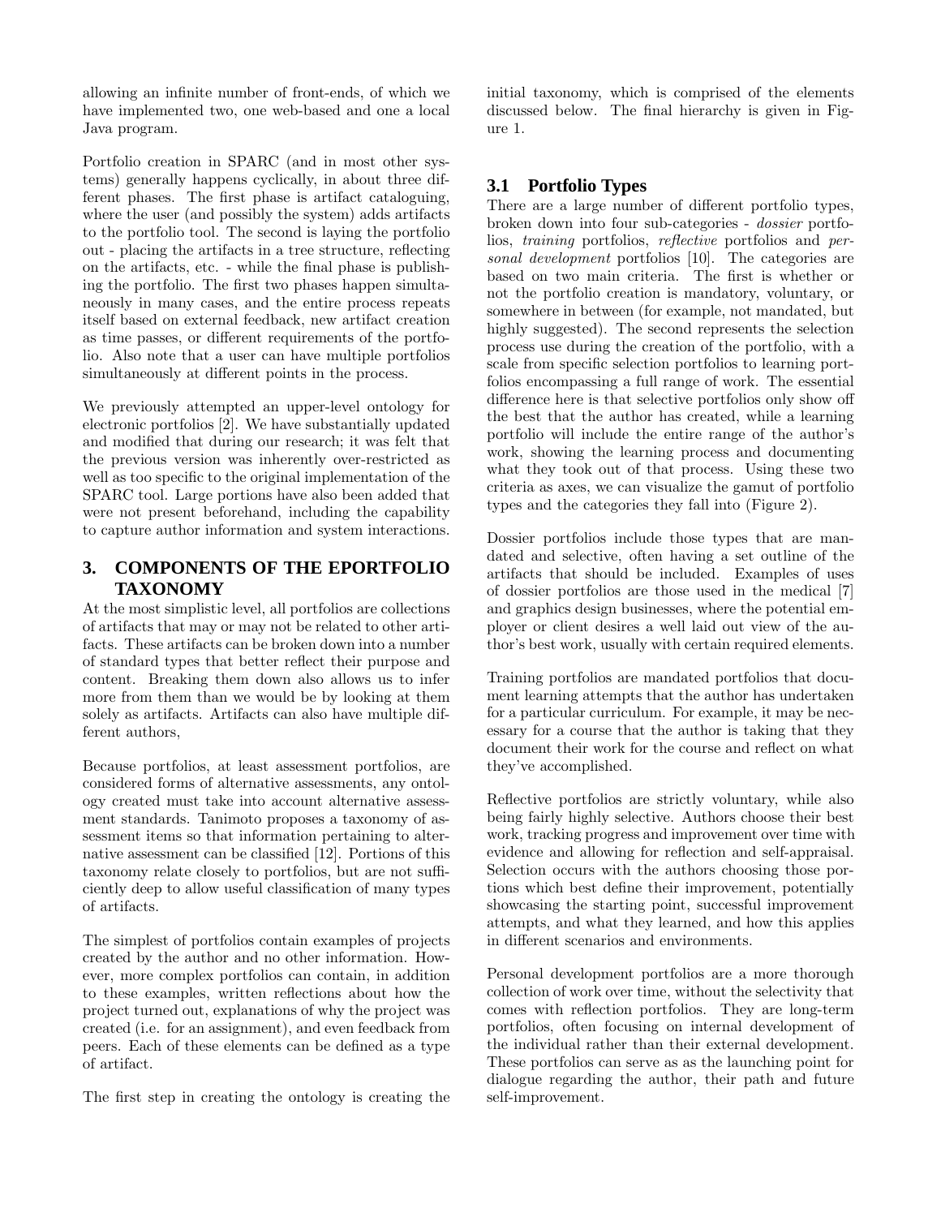allowing an infinite number of front-ends, of which we have implemented two, one web-based and one a local Java program.

Portfolio creation in SPARC (and in most other systems) generally happens cyclically, in about three different phases. The first phase is artifact cataloguing, where the user (and possibly the system) adds artifacts to the portfolio tool. The second is laying the portfolio out - placing the artifacts in a tree structure, reflecting on the artifacts, etc. - while the final phase is publishing the portfolio. The first two phases happen simultaneously in many cases, and the entire process repeats itself based on external feedback, new artifact creation as time passes, or different requirements of the portfolio. Also note that a user can have multiple portfolios simultaneously at different points in the process.

We previously attempted an upper-level ontology for electronic portfolios [2]. We have substantially updated and modified that during our research; it was felt that the previous version was inherently over-restricted as well as too specific to the original implementation of the SPARC tool. Large portions have also been added that were not present beforehand, including the capability to capture author information and system interactions.

## 3. COMPONENTS OF THE EPORTFOLIO TAXONOMY

At the most simplistic level, all portfolios are collections of artifacts that may or may not be related to other artifacts. These artifacts can be broken down into a number of standard types that better reflect their purpose and content. Breaking them down also allows us to infer more from them than we would be by looking at them solely as artifacts. Artifacts can also have multiple different authors,

Because portfolios, at least assessment portfolios, are considered forms of alternative assessments, any ontology created must take into account alternative assessment standards. Tanimoto proposes a taxonomy of assessment items so that information pertaining to alternative assessment can be classified [12]. Portions of this taxonomy relate closely to portfolios, but are not sufficiently deep to allow useful classification of many types of artifacts.

The simplest of portfolios contain examples of projects created by the author and no other information. However, more complex portfolios can contain, in addition to these examples, written reflections about how the project turned out, explanations of why the project was created (i.e. for an assignment), and even feedback from peers. Each of these elements can be defined as a type of artifact.

The first step in creating the ontology is creating the initial taxonomy, which is comprised of the elements discussed below. The final hierarchy is given in Figure 1.

### 3.1 Portfolio Types

There are a large number of different portfolio types, broken down into four sub-categories - *dossier* portfolios, *training* portfolios, *reflective* portfolios and *personal development* portfolios [10]. The categories are based on two main criteria. The first is whether or not the portfolio creation is mandatory, voluntary, or somewhere in between (for example, not mandated, but highly suggested). The second represents the selection process use during the creation of the portfolio, with a scale from specific selection portfolios to learning portfolios encompassing a full range of work. The essential difference here is that selective portfolios only show off the best that the author has created, while a learning portfolio will include the entire range of the author's work, showing the learning process and documenting what they took out of that process. Using these two criteria as axes, we can visualize the gamut of portfolio types and the categories they fall into (Figure 2).

Dossier portfolios include those types that are mandated and selective, often having a set outline of the artifacts that should be included. Examples of uses of dossier portfolios are those used in the medical [7] and graphics design businesses, where the potential employer or client desires a well laid out view of the author's best work, usually with certain required elements.

Training portfolios are mandated portfolios that document learning attempts that the author has undertaken for a particular curriculum. For example, it may be necessary for a course that the author is taking that they document their work for the course and reflect on what they've accomplished.

Reflective portfolios are strictly voluntary, while also being fairly highly selective. Authors choose their best work, tracking progress and improvement over time with evidence and allowing for reflection and self-appraisal. Selection occurs with the authors choosing those portions which best define their improvement, potentially showcasing the starting point, successful improvement attempts, and what they learned, and how this applies in different scenarios and environments.

Personal development portfolios are a more thorough collection of work over time, without the selectivity that comes with reflection portfolios. They are long-term portfolios, often focusing on internal development of the individual rather than their external development. These portfolios can serve as as the launching point for dialogue regarding the author, their path and future self-improvement.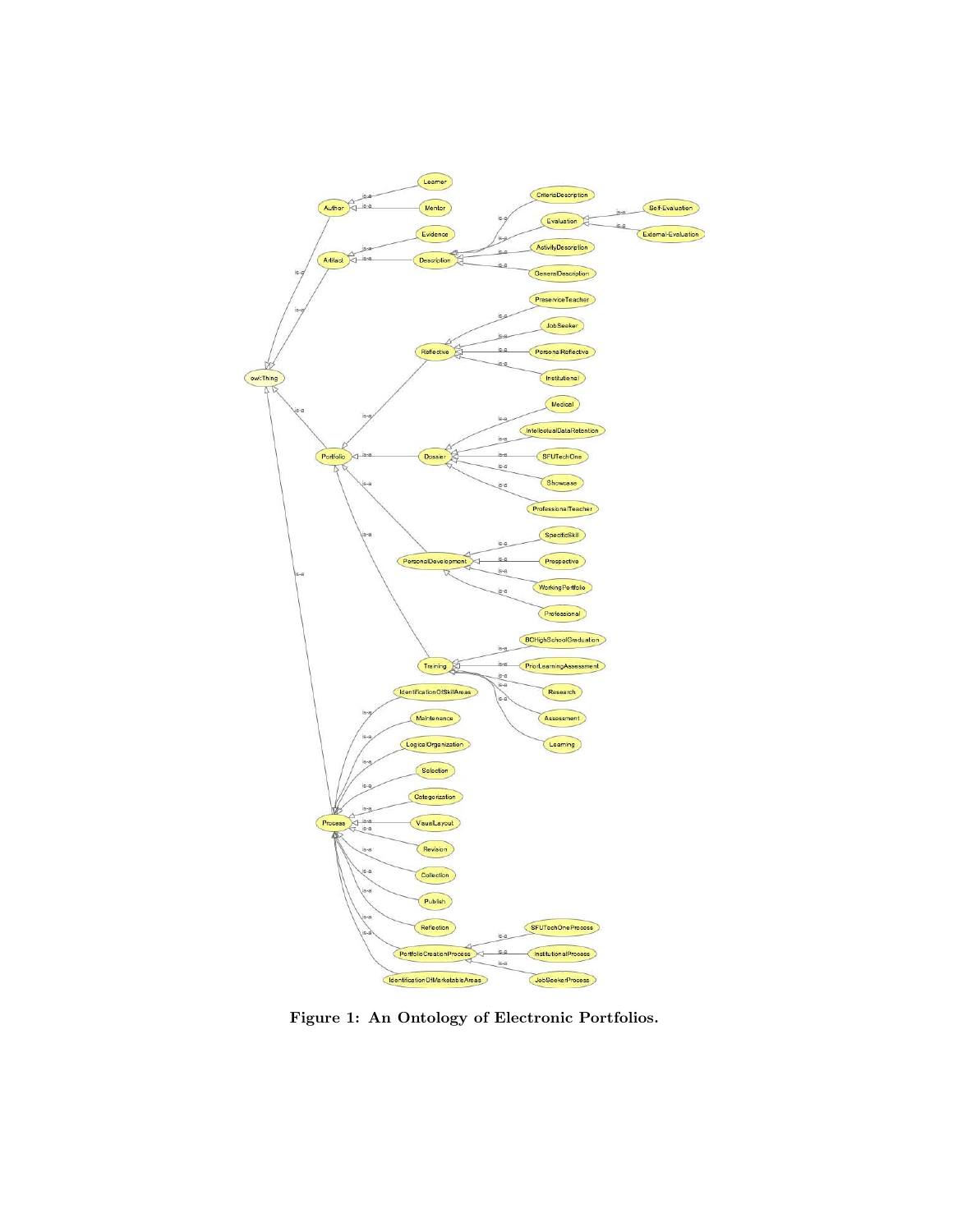**Figure 1: An Ontology of Electronic Portfolios.**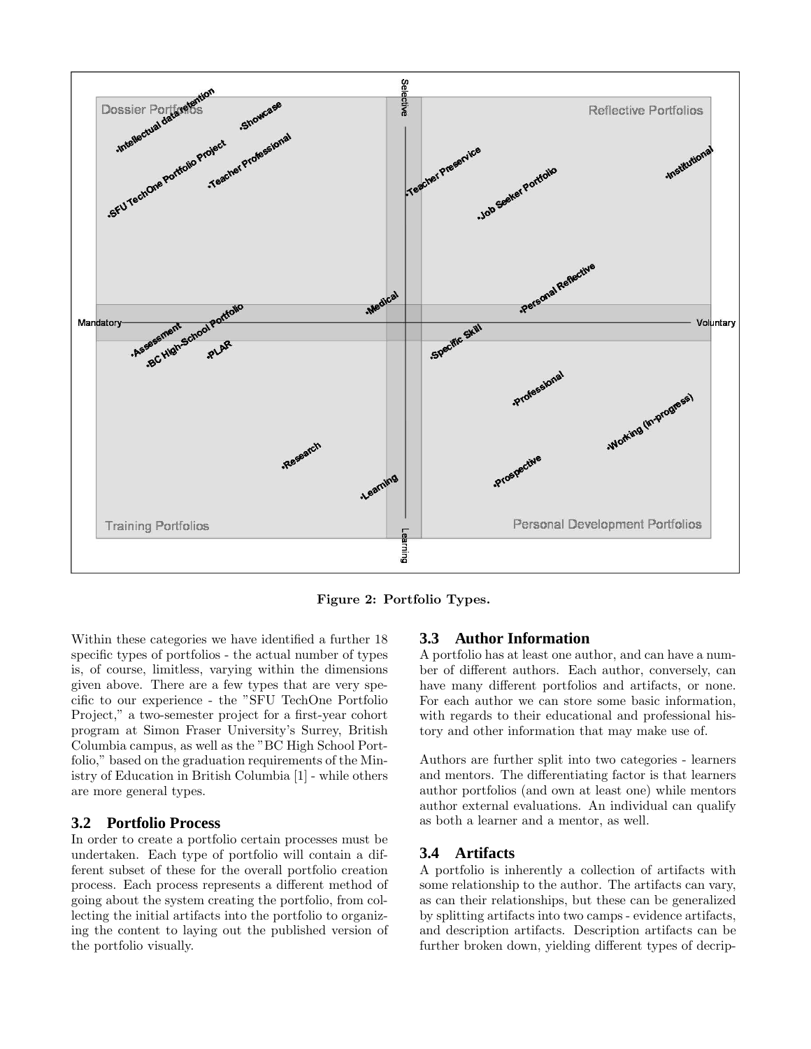Figure 2: Portfolio Types.

Within these categories we have identified a further 18 specific types of portfolios - the actual number of types is, of course, limitless, varying within the dimensions given above. There are a few types that are very specific to our experience - the "SFU TechOne Portfolio Project," a two-semester project for a first-year cohort program at Simon Fraser University's Surrey, British Columbia campus, as well as the "BC High School Portfolio," based on the graduation requirements of the Ministry of Education in British Columbia [1] - while others are more general types.

## 3.2 Portfolio Process

In order to create a portfolio certain processes must be undertaken. Each type of portfolio will contain a different subset of these for the overall portfolio creation process. Each process represents a different method of going about the system creating the portfolio, from collecting the initial artifacts into the portfolio to organizing the content to laying out the published version of the portfolio visually.

## 3.3 Author Information

A portfolio has at least one author, and can have a number of different authors. Each author, conversely, can have many different portfolios and artifacts, or none. For each author we can store some basic information, with regards to their educational and professional history and other information that may make use of.

Authors are further split into two categories - learners and mentors. The differentiating factor is that learners author portfolios (and own at least one) while mentors author external evaluations. An individual can qualify as both a learner and a mentor, as well.

## 3.4 Artifacts

A portfolio is inherently a collection of artifacts with some relationship to the author. The artifacts can vary, as can their relationships, but these can be generalized by splitting artifacts into two camps - evidence artifacts, and description artifacts. Description artifacts can be further broken down, yielding different types of decrip-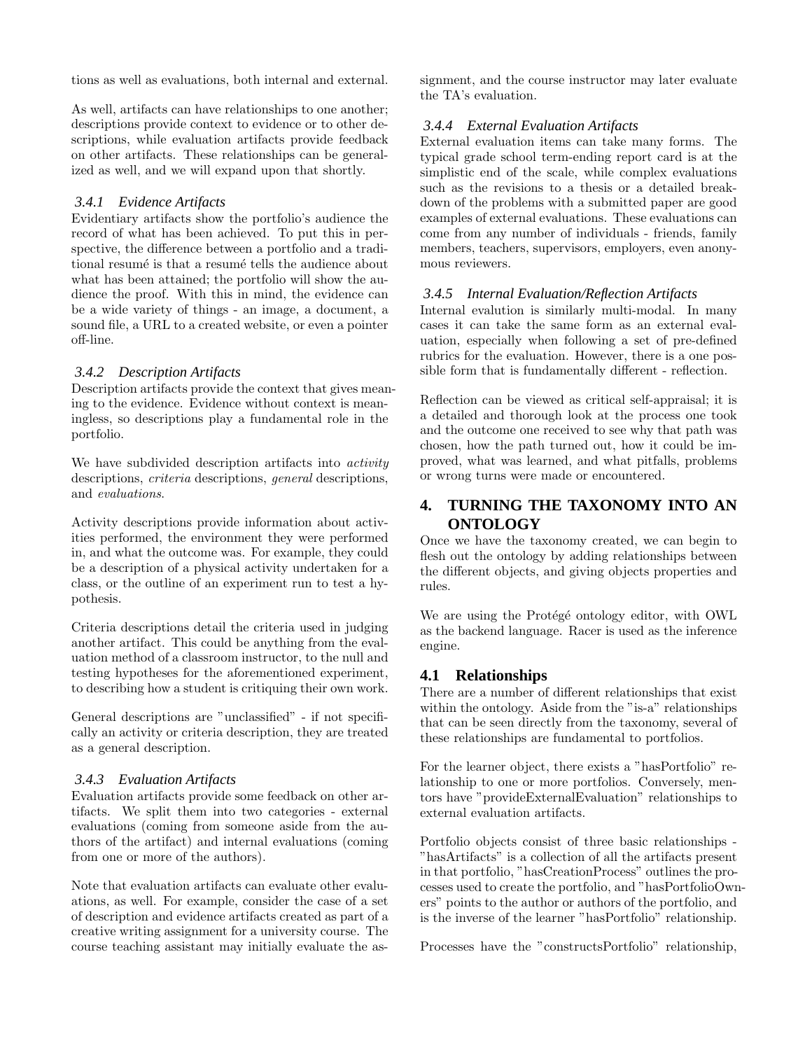tions as well as evaluations, both internal and external.

As well, artifacts can have relationships to one another; descriptions provide context to evidence or to other descriptions, while evaluation artifacts provide feedback on other artifacts. These relationships can be generalized as well, and we will expand upon that shortly.

#### 3.4.1 Evidence Artifacts

Evidentiary artifacts show the portfolio's audience the record of what has been achieved. To put this in perspective, the difference between a portfolio and a traditional resumé is that a resumé tells the audience about what has been attained; the portfolio will show the audience the proof. With this in mind, the evidence can be a wide variety of things - an image, a document, a sound file, a URL to a created website, or even a pointer off-line.

#### 3.4.2 Description Artifacts

Description artifacts provide the context that gives meaning to the evidence. Evidence without context is meaningless, so descriptions play a fundamental role in the portfolio.

We have subdivided description artifacts into *activity* descriptions, *criteria* descriptions, *general* descriptions, and *evaluations*.

Activity descriptions provide information about activities performed, the environment they were performed in, and what the outcome was. For example, they could be a description of a physical activity undertaken for a class, or the outline of an experiment run to test a hypothesis.

Criteria descriptions detail the criteria used in judging another artifact. This could be anything from the evaluation method of a classroom instructor, to the null and testing hypotheses for the aforementioned experiment, to describing how a student is critiquing their own work.

General descriptions are "unclassified" - if not specifically an activity or criteria description, they are treated as a general description.

#### 3.4.3 Evaluation Artifacts

Evaluation artifacts provide some feedback on other artifacts. We split them into two categories - external evaluations (coming from someone aside from the authors of the artifact) and internal evaluations (coming from one or more of the authors).

Note that evaluation artifacts can evaluate other evaluations, as well. For example, consider the case of a set of description and evidence artifacts created as part of a creative writing assignment for a university course. The course teaching assistant may initially evaluate the assignment, and the course instructor may later evaluate the TA's evaluation.

#### 3.4.4 External Evaluation Artifacts

External evaluation items can take many forms. The typical grade school term-ending report card is at the simplistic end of the scale, while complex evaluations such as the revisions to a thesis or a detailed breakdown of the problems with a submitted paper are good examples of external evaluations. These evaluations can come from any number of individuals - friends, family members, teachers, supervisors, employers, even anonymous reviewers.

#### 3.4.5 Internal Evaluation/Reflection Artifacts

Internal evalution is similarly multi-modal. In many cases it can take the same form as an external evaluation, especially when following a set of pre-defined rubrics for the evaluation. However, there is a one possible form that is fundamentally different - reflection.

Reflection can be viewed as critical self-appraisal; it is a detailed and thorough look at the process one took and the outcome one received to see why that path was chosen, how the path turned out, how it could be improved, what was learned, and what pitfalls, problems or wrong turns were made or encountered.

## 4. TURNING THE TAXONOMY INTO AN ONTOLOGY

Once we have the taxonomy created, we can begin to flesh out the ontology by adding relationships between the different objects, and giving objects properties and rules.

We are using the Protégé ontology editor, with OWL as the backend language. Racer is used as the inference engine.

### 4.1 Relationships

There are a number of different relationships that exist within the ontology. Aside from the "is-a" relationships that can be seen directly from the taxonomy, several of these relationships are fundamental to portfolios.

For the learner object, there exists a "hasPortfolio" relationship to one or more portfolios. Conversely, mentors have "provideExternalEvaluation" relationships to external evaluation artifacts.

Portfolio objects consist of three basic relationships - "hasArtifacts" is a collection of all the artifacts present in that portfolio, "hasCreationProcess" outlines the processes used to create the portfolio, and "hasPortfolioOwners" points to the author or authors of the portfolio, and is the inverse of the learner "hasPortfolio" relationship.

Processes have the "constructsPortfolio" relationship,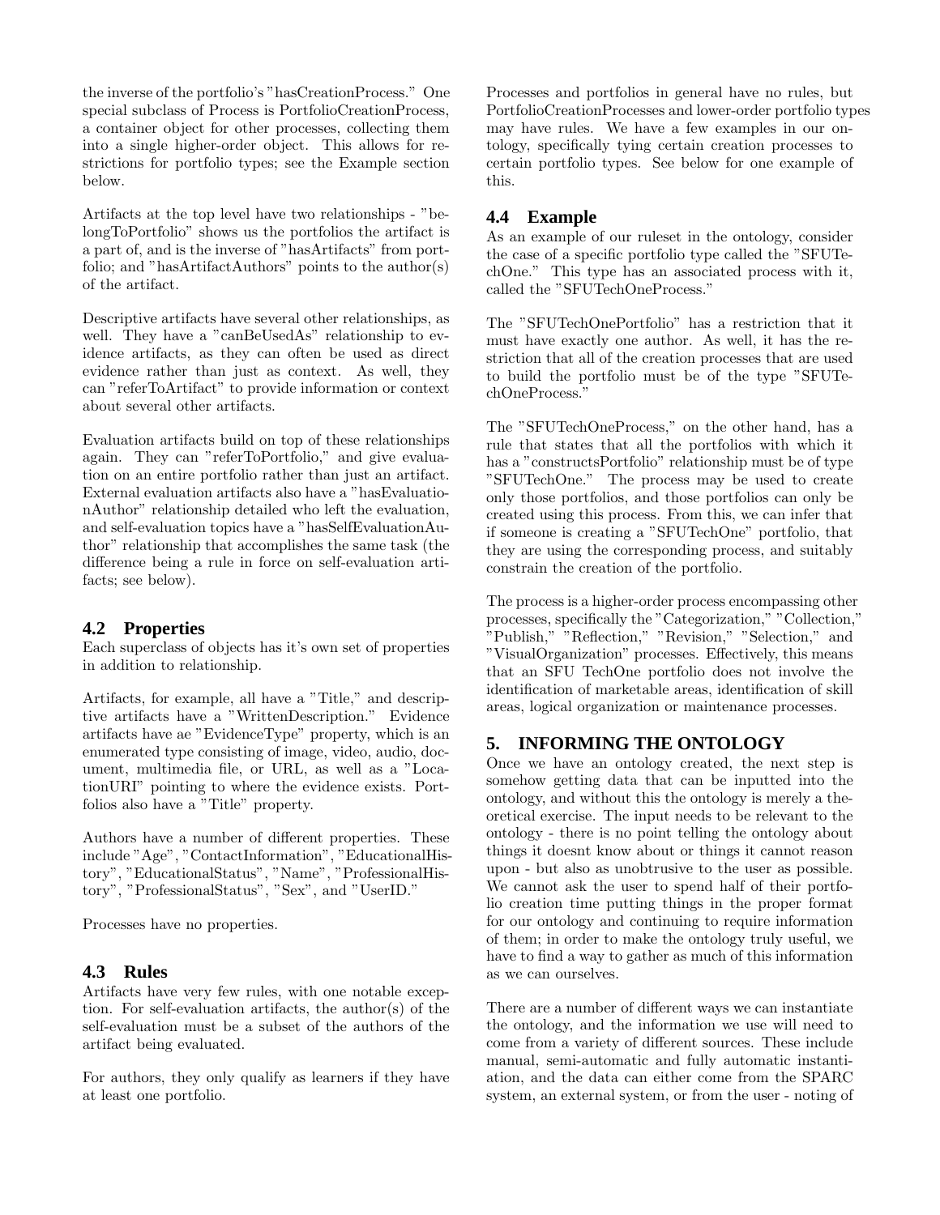the inverse of the portfolio's "hasCreationProcess." One special subclass of Process is PortfolioCreationProcess, a container object for other processes, collecting them into a single higher-order object. This allows for restrictions for portfolio types; see the Example section below.

Artifacts at the top level have two relationships - "belongToPortfolio" shows us the portfolios the artifact is a part of, and is the inverse of "hasArtifacts" from portfolio; and "hasArtifactAuthors" points to the author(s) of the artifact.

Descriptive artifacts have several other relationships, as well. They have a "canBeUsedAs" relationship to evidence artifacts, as they can often be used as direct evidence rather than just as context. As well, they can "referToArtifact" to provide information or context about several other artifacts.

Evaluation artifacts build on top of these relationships again. They can "referToPortfolio," and give evaluation on an entire portfolio rather than just an artifact. External evaluation artifacts also have a "hasEvaluationAuthor" relationship detailed who left the evaluation, and self-evaluation topics have a "hasSelfEvaluationAuthor" relationship that accomplishes the same task (the difference being a rule in force on self-evaluation artifacts; see below).

### 4.2 Properties

Each superclass of objects has it's own set of properties in addition to relationship.

Artifacts, for example, all have a "Title," and descriptive artifacts have a "WrittenDescription." Evidence artifacts have ae "EvidenceType" property, which is an enumerated type consisting of image, video, audio, document, multimedia file, or URL, as well as a "LocationURI" pointing to where the evidence exists. Portfolios also have a "Title" property.

Authors have a number of different properties. These include "Age", "ContactInformation", "EducationalHistory", "EducationalStatus", "Name", "ProfessionalHistory", "ProfessionalStatus", "Sex", and "UserID."

Processes have no properties.

### 4.3 Rules

Artifacts have very few rules, with one notable exception. For self-evaluation artifacts, the author(s) of the self-evaluation must be a subset of the authors of the artifact being evaluated.

For authors, they only qualify as learners if they have at least one portfolio.

Processes and portfolios in general have no rules, but PortfolioCreationProcesses and lower-order portfolio types may have rules. We have a few examples in our ontology, specifically tying certain creation processes to certain portfolio types. See below for one example of this.

### 4.4 Example

As an example of our ruleset in the ontology, consider the case of a specific portfolio type called the "SFUTechOne." This type has an associated process with it, called the "SFUTechOneProcess."

The "SFUTechOnePortfolio" has a restriction that it must have exactly one author. As well, it has the restriction that all of the creation processes that are used to build the portfolio must be of the type "SFUTechOneProcess."

The "SFUTechOneProcess," on the other hand, has a rule that states that all the portfolios with which it has a "constructsPortfolio" relationship must be of type "SFUTechOne." The process may be used to create only those portfolios, and those portfolios can only be created using this process. From this, we can infer that if someone is creating a "SFUTechOne" portfolio, that they are using the corresponding process, and suitably constrain the creation of the portfolio.

The process is a higher-order process encompassing other processes, specifically the "Categorization," "Collection," "Publish," "Reflection," "Revision," "Selection," and "VisualOrganization" processes. Effectively, this means that an SFU TechOne portfolio does not involve the identification of marketable areas, identification of skill areas, logical organization or maintenance processes.

## 5. INFORMING THE ONTOLOGY

Once we have an ontology created, the next step is somehow getting data that can be inputted into the ontology, and without this the ontology is merely a theoretical exercise. The input needs to be relevant to the ontology - there is no point telling the ontology about things it doesnt know about or things it cannot reason upon - but also as unobtrusive to the user as possible. We cannot ask the user to spend half of their portfolio creation time putting things in the proper format for our ontology and continuing to require information of them; in order to make the ontology truly useful, we have to find a way to gather as much of this information as we can ourselves.

There are a number of different ways we can instantiate the ontology, and the information we use will need to come from a variety of different sources. These include manual, semi-automatic and fully automatic instantiation, and the data can either come from the SPARC system, an external system, or from the user - noting of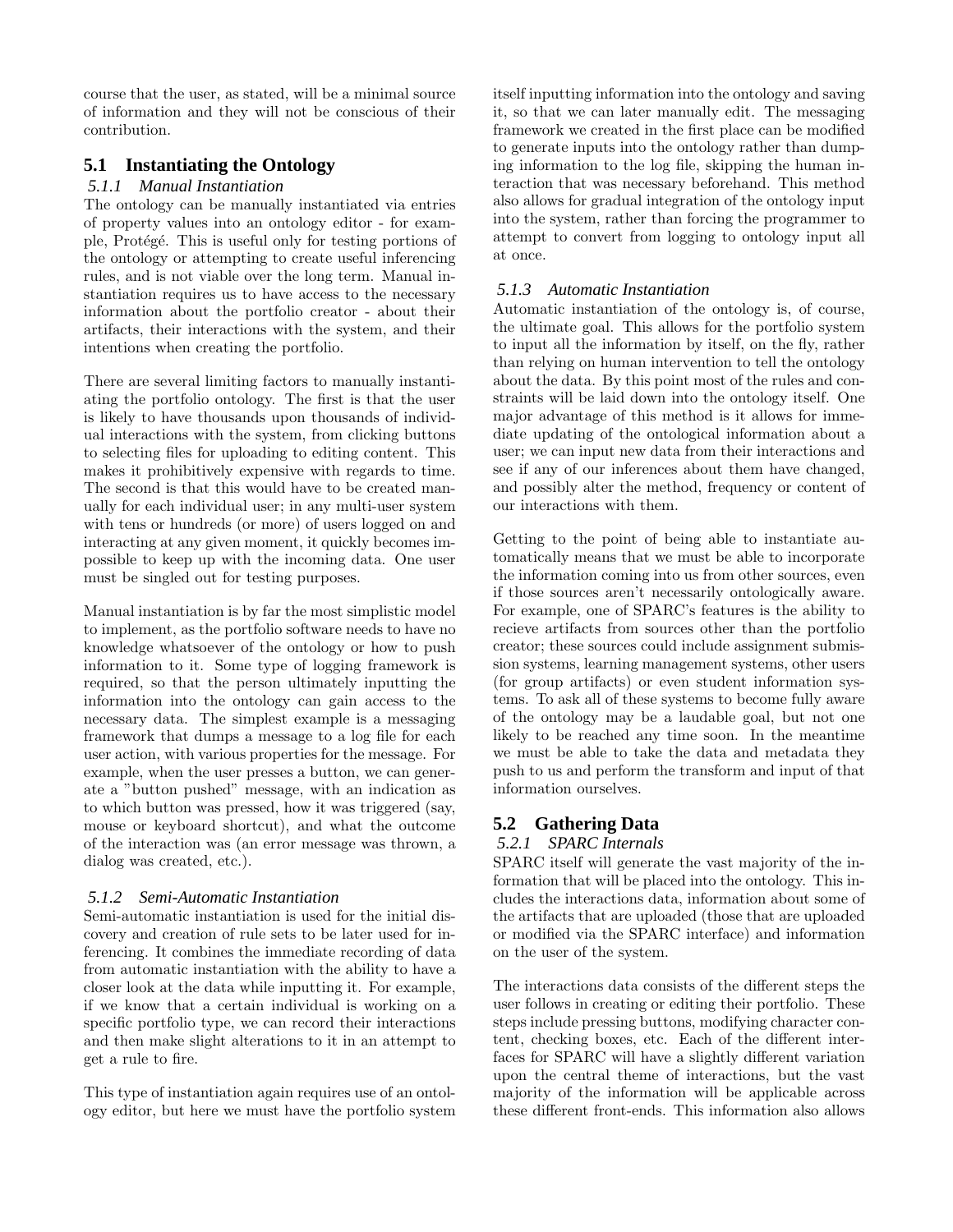course that the user, as stated, will be a minimal source of information and they will not be conscious of their contribution.

## 5.1 Instantiating the Ontology

### 5.1.1 Manual Instantiation

The ontology can be manually instantiated via entries of property values into an ontology editor - for example, Protégé. This is useful only for testing portions of the ontology or attempting to create useful inferencing rules, and is not viable over the long term. Manual instantiation requires us to have access to the necessary information about the portfolio creator - about their artifacts, their interactions with the system, and their intentions when creating the portfolio.

There are several limiting factors to manually instantiating the portfolio ontology. The first is that the user is likely to have thousands upon thousands of individual interactions with the system, from clicking buttons to selecting files for uploading to editing content. This makes it prohibitively expensive with regards to time. The second is that this would have to be created manually for each individual user; in any multi-user system with tens or hundreds (or more) of users logged on and interacting at any given moment, it quickly becomes impossible to keep up with the incoming data. One user must be singled out for testing purposes.

Manual instantiation is by far the most simplistic model to implement, as the portfolio software needs to have no knowledge whatsoever of the ontology or how to push information to it. Some type of logging framework is required, so that the person ultimately inputting the information into the ontology can gain access to the necessary data. The simplest example is a messaging framework that dumps a message to a log file for each user action, with various properties for the message. For example, when the user presses a button, we can generate a "button pushed" message, with an indication as to which button was pressed, how it was triggered (say, mouse or keyboard shortcut), and what the outcome of the interaction was (an error message was thrown, a dialog was created, etc.).

### 5.1.2 Semi-Automatic Instantiation

Semi-automatic instantiation is used for the initial discovery and creation of rule sets to be later used for inferencing. It combines the immediate recording of data from automatic instantiation with the ability to have a closer look at the data while inputting it. For example, if we know that a certain individual is working on a specific portfolio type, we can record their interactions and then make slight alterations to it in an attempt to get a rule to fire.

This type of instantiation again requires use of an ontology editor, but here we must have the portfolio system itself inputting information into the ontology and saving it, so that we can later manually edit. The messaging framework we created in the first place can be modified to generate inputs into the ontology rather than dumping information to the log file, skipping the human interaction that was necessary beforehand. This method also allows for gradual integration of the ontology input into the system, rather than forcing the programmer to attempt to convert from logging to ontology input all at once.

### 5.1.3 Automatic Instantiation

Automatic instantiation of the ontology is, of course, the ultimate goal. This allows for the portfolio system to input all the information by itself, on the fly, rather than relying on human intervention to tell the ontology about the data. By this point most of the rules and constraints will be laid down into the ontology itself. One major advantage of this method is it allows for immediate updating of the ontological information about a user; we can input new data from their interactions and see if any of our inferences about them have changed, and possibly alter the method, frequency or content of our interactions with them.

Getting to the point of being able to instantiate automatically means that we must be able to incorporate the information coming into us from other sources, even if those sources aren't necessarily ontologically aware. For example, one of SPARC's features is the ability to recieve artifacts from sources other than the portfolio creator; these sources could include assignment submission systems, learning management systems, other users (for group artifacts) or even student information systems. To ask all of these systems to become fully aware of the ontology may be a laudable goal, but not one likely to be reached any time soon. In the meantime we must be able to take the data and metadata they push to us and perform the transform and input of that information ourselves.

## 5.2 Gathering Data

### 5.2.1 SPARC Internals

SPARC itself will generate the vast majority of the information that will be placed into the ontology. This includes the interactions data, information about some of the artifacts that are uploaded (those that are uploaded or modified via the SPARC interface) and information on the user of the system.

The interactions data consists of the different steps the user follows in creating or editing their portfolio. These steps include pressing buttons, modifying character content, checking boxes, etc. Each of the different interfaces for SPARC will have a slightly different variation upon the central theme of interactions, but the vast majority of the information will be applicable across these different front-ends. This information also allows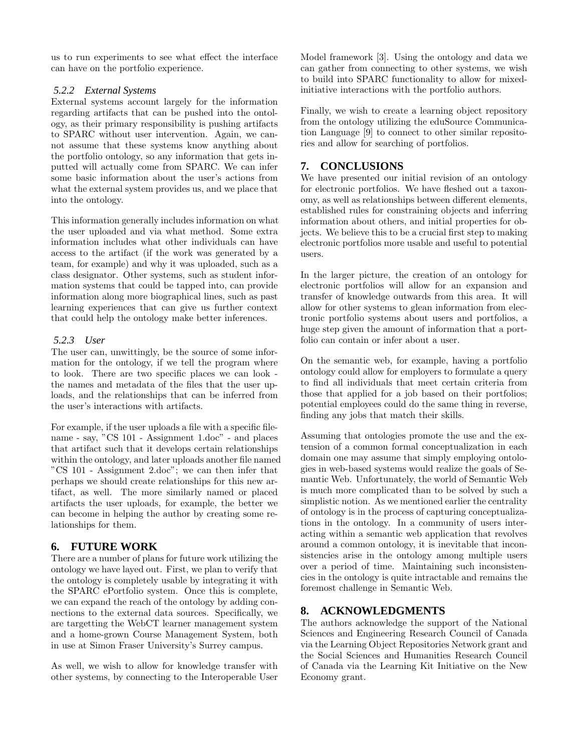us to run experiments to see what effect the interface can have on the portfolio experience.

#### 5.2.2 External Systems

External systems account largely for the information regarding artifacts that can be pushed into the ontology, as their primary responsibility is pushing artifacts to SPARC without user intervention. Again, we cannot assume that these systems know anything about the portfolio ontology, so any information that gets inputted will actually come from SPARC. We can infer some basic information about the user's actions from what the external system provides us, and we place that into the ontology.

This information generally includes information on what the user uploaded and via what method. Some extra information includes what other individuals can have access to the artifact (if the work was generated by a team, for example) and why it was uploaded, such as a class designator. Other systems, such as student information systems that could be tapped into, can provide information along more biographical lines, such as past learning experiences that can give us further context that could help the ontology make better inferences.

#### 5.2.3 User

The user can, unwittingly, be the source of some information for the ontology, if we tell the program where to look. There are two specific places we can look - the names and metadata of the files that the user uploads, and the relationships that can be inferred from the user's interactions with artifacts.

For example, if the user uploads a file with a specific filename - say, "CS 101 - Assignment 1.doc" - and places that artifact such that it develops certain relationships within the ontology, and later uploads another file named "CS 101 - Assignment 2.doc"; we can then infer that perhaps we should create relationships for this new artifact, as well. The more similarly named or placed artifacts the user uploads, for example, the better we can become in helping the author by creating some relationships for them.

## 6. FUTURE WORK

There are a number of plans for future work utilizing the ontology we have layed out. First, we plan to verify that the ontology is completely usable by integrating it with the SPARC ePortfolio system. Once this is complete, we can expand the reach of the ontology by adding connections to the external data sources. Specifically, we are targetting the WebCT learner management system and a home-grown Course Management System, both in use at Simon Fraser University's Surrey campus.

As well, we wish to allow for knowledge transfer with other systems, by connecting to the Interoperable User Model framework [3]. Using the ontology and data we can gather from connecting to other systems, we wish to build into SPARC functionality to allow for mixed-initiative interactions with the portfolio authors.

Finally, we wish to create a learning object repository from the ontology utilizing the eduSource Communication Language [9] to connect to other similar repositories and allow for searching of portfolios.

## 7. CONCLUSIONS

We have presented our initial revision of an ontology for electronic portfolios. We have fleshed out a taxonomy, as well as relationships between different elements, established rules for constraining objects and inferring information about others, and initial properties for objects. We believe this to be a crucial first step to making electronic portfolios more usable and useful to potential users.

In the larger picture, the creation of an ontology for electronic portfolios will allow for an expansion and transfer of knowledge outwards from this area. It will allow for other systems to glean information from electronic portfolio systems about users and portfolios, a huge step given the amount of information that a portfolio can contain or infer about a user.

On the semantic web, for example, having a portfolio ontology could allow for employers to formulate a query to find all individuals that meet certain criteria from those that applied for a job based on their portfolios; potential employees could do the same thing in reverse, finding any jobs that match their skills.

Assuming that ontologies promote the use and the extension of a common formal conceptualization in each domain one may assume that simply employing ontologies in web-based systems would realize the goals of Semantic Web. Unfortunately, the world of Semantic Web is much more complicated than to be solved by such a simplistic notion. As we mentioned earlier the centrality of ontology is in the process of capturing conceptualizations in the ontology. In a community of users interacting within a semantic web application that revolves around a common ontology, it is inevitable that inconsistencies arise in the ontology among multiple users over a period of time. Maintaining such inconsistencies in the ontology is quite intractable and remains the foremost challenge in Semantic Web.

## 8. ACKNOWLEDGMENTS

The authors acknowledge the support of the National Sciences and Engineering Research Council of Canada via the Learning Object Repositories Network grant and the Social Sciences and Humanities Research Council of Canada via the Learning Kit Initiative on the New Economy grant.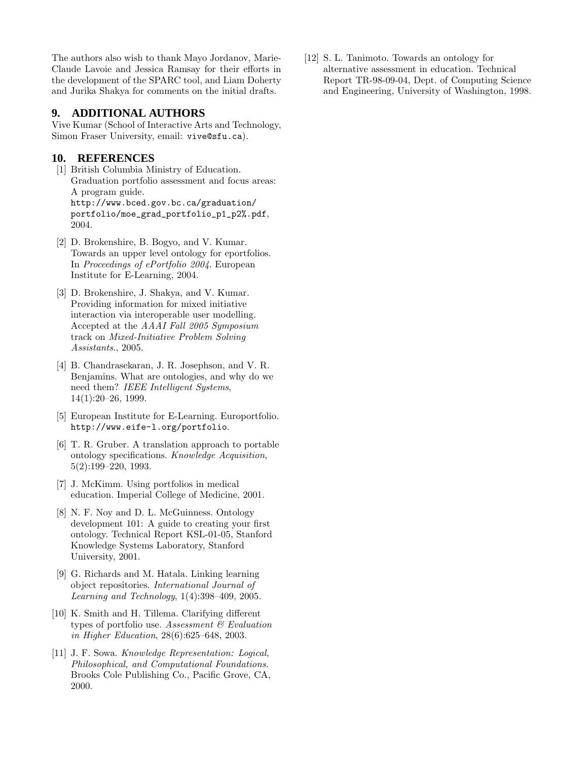The authors also wish to thank Mayo Jordanov, Marie-Claude Lavoie and Jessica Ramsay for their efforts in the development of the SPARC tool, and Liam Doherty and Jurika Shakya for comments on the initial drafts.

## 9. ADDITIONAL AUTHORS

Vive Kumar (School of Interactive Arts and Technology, Simon Fraser University, email: vive@sfu.ca).

## 10. REFERENCES

[1] British Columbia Ministry of Education. Graduation portfolio assessment and focus areas: A program guide. http://www.bced.gov.bc.ca/graduation/portfolio/moe_grad_portfolio_p1_p2%.pdf, 2004.

[2] D. Brokenshire, B. Bogyo, and V. Kumar. Towards an upper level ontology for eportfolios. In *Proceedings of ePortfolio 2004*. European Institute for E-Learning, 2004.

[3] D. Brokenshire, J. Shakya, and V. Kumar. Providing information for mixed initiative interaction via interoperable user modelling. Accepted at the *AAAI Fall 2005 Symposium* track on *Mixed-Initiative Problem Solving Assistants.*, 2005.

[4] B. Chandrasekaran, J. R. Josephson, and V. R. Benjamins. What are ontologies, and why do we need them? *IEEE Intelligent Systems*, 14(1):20–26, 1999.

[5] European Institute for E-Learning. Europortfolio. http://www.eife-l.org/portfolio.

[6] T. R. Gruber. A translation approach to portable ontology specifications. *Knowledge Acquisition*, 5(2):199–220, 1993.

[7] J. McKimm. Using portfolios in medical education. Imperial College of Medicine, 2001.

[8] N. F. Noy and D. L. McGuinness. Ontology development 101: A guide to creating your first ontology. Technical Report KSL-01-05, Stanford Knowledge Systems Laboratory, Stanford University, 2001.

[9] G. Richards and M. Hatala. Linking learning object repositories. *International Journal of Learning and Technology*, 1(4):398–409, 2005.

[10] K. Smith and H. Tillema. Clarifying different types of portfolio use. *Assessment & Evaluation in Higher Education*, 28(6):625–648, 2003.

[11] J. F. Sowa. *Knowledge Representation: Logical, Philosophical, and Computational Foundations*. Brooks Cole Publishing Co., Pacific Grove, CA, 2000.

[12] S. L. Tanimoto. Towards an ontology for alternative assessment in education. Technical Report TR-98-09-04, Dept. of Computing Science and Engineering, University of Washington, 1998.